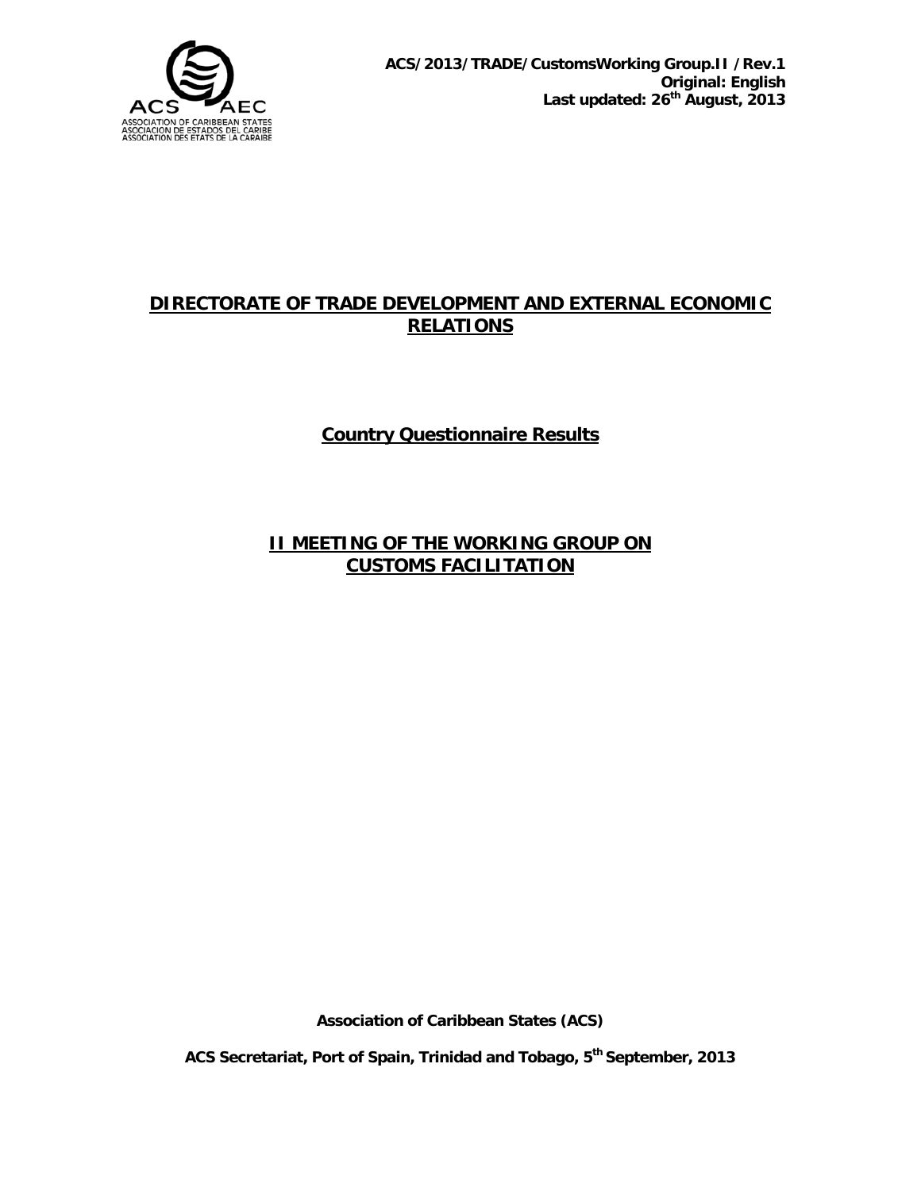ACS/2013/TRADE/CustomsWorking Group.II /Rev.1
Original: English
Last updated: 26th August, 2013

# DIRECTORATE OF TRADE DEVELOPMENT AND EXTERNAL ECONOMIC RELATIONS

## Country Questionnaire Results

## II MEETING OF THE WORKING GROUP ON CUSTOMS FACILITATION

**Association of Caribbean States (ACS)**

**ACS Secretariat, Port of Spain, Trinidad and Tobago, 5th September, 2013**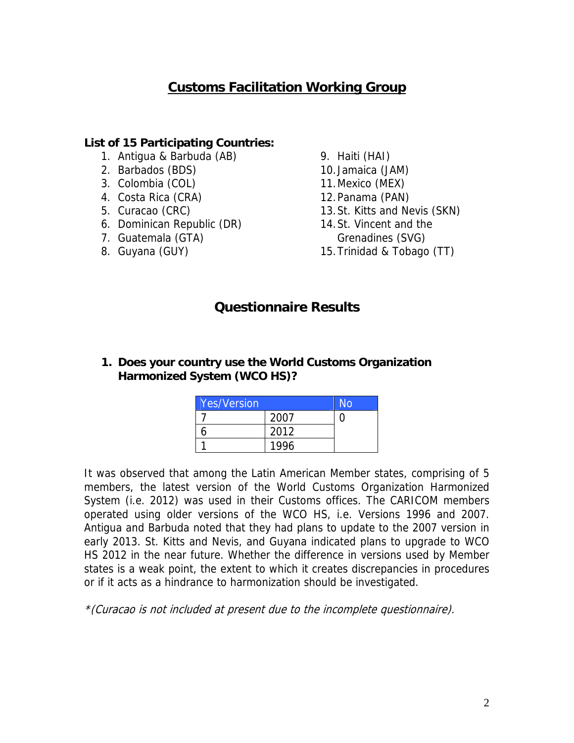# Customs Facilitation Working Group

**List of 15 Participating Countries:**

1. Antigua & Barbuda (AB)
2. Barbados (BDS)
3. Colombia (COL)
4. Costa Rica (CRA)
5. Curacao (CRC)
6. Dominican Republic (DR)
7. Guatemala (GTA)
8. Guyana (GUY)
9. Haiti (HAI)
10. Jamaica (JAM)
11. Mexico (MEX)
12. Panama (PAN)
13. St. Kitts and Nevis (SKN)
14. St. Vincent and the Grenadines (SVG)
15. Trinidad & Tobago (TT)

## Questionnaire Results

1. **Does your country use the World Customs Organization Harmonized System (WCO HS)?**

| Yes/Version | | No |
|---|---|---|
| 7 | 2007 | 0 |
| 6 | 2012 | |
| 1 | 1996 | |

It was observed that among the Latin American Member states, comprising of 5 members, the latest version of the World Customs Organization Harmonized System (i.e. 2012) was used in their Customs offices. The CARICOM members operated using older versions of the WCO HS, i.e. Versions 1996 and 2007. Antigua and Barbuda noted that they had plans to update to the 2007 version in early 2013. St. Kitts and Nevis, and Guyana indicated plans to upgrade to WCO HS 2012 in the near future. Whether the difference in versions used by Member states is a weak point, the extent to which it creates discrepancies in procedures or if it acts as a hindrance to harmonization should be investigated.

*\*(Curacao is not included at present due to the incomplete questionnaire).*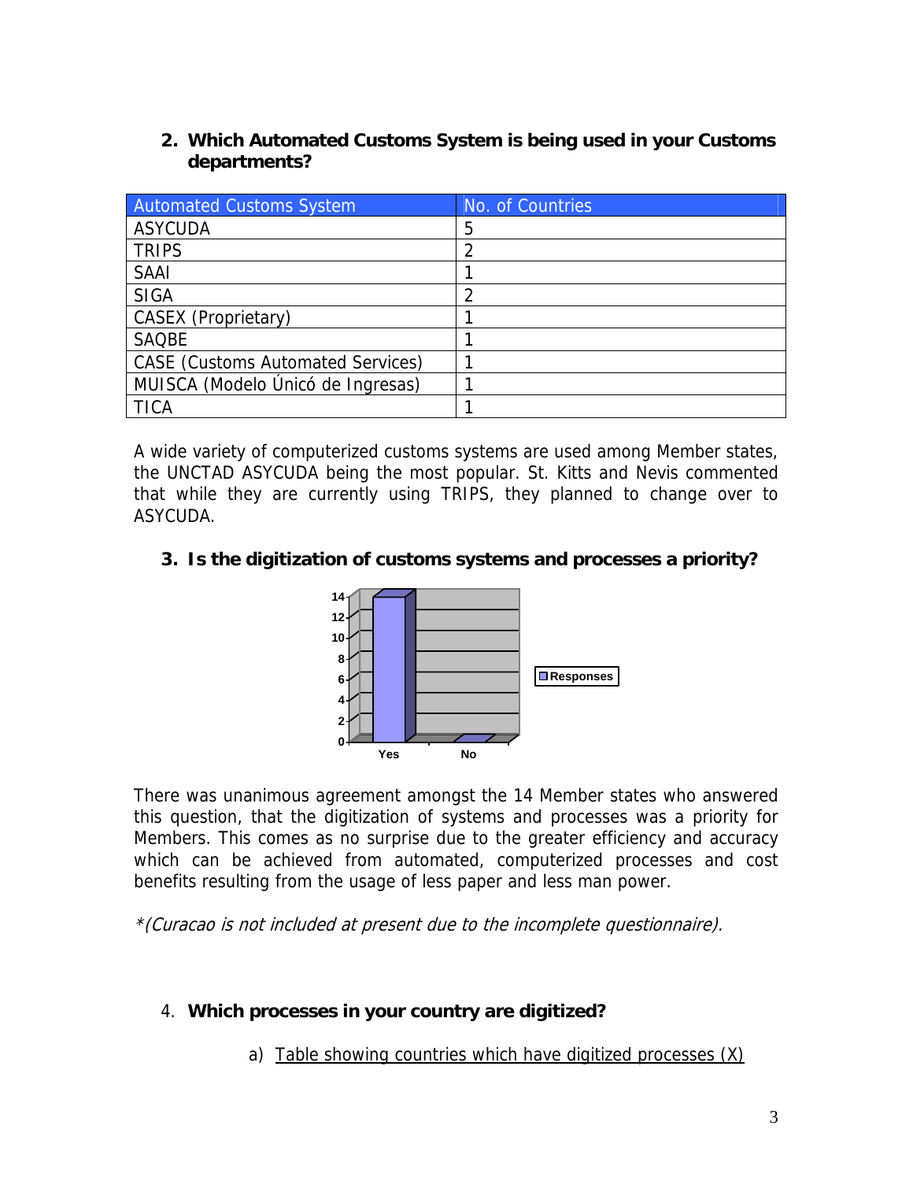2. **Which Automated Customs System is being used in your Customs departments?**

| Automated Customs System | No. of Countries |
|---|---|
| ASYCUDA | 5 |
| TRIPS | 2 |
| SAAI | 1 |
| SIGA | 2 |
| CASEX (Proprietary) | 1 |
| SAQBE | 1 |
| CASE (Customs Automated Services) | 1 |
| MUISCA (Modelo Únicó de Ingresas) | 1 |
| TICA | 1 |

A wide variety of computerized customs systems are used among Member states, the UNCTAD ASYCUDA being the most popular. St. Kitts and Nevis commented that while they are currently using TRIPS, they planned to change over to ASYCUDA.

3. **Is the digitization of customs systems and processes a priority?**

There was unanimous agreement amongst the 14 Member states who answered this question, that the digitization of systems and processes was a priority for Members. This comes as no surprise due to the greater efficiency and accuracy which can be achieved from automated, computerized processes and cost benefits resulting from the usage of less paper and less man power.

*\*(Curacao is not included at present due to the incomplete questionnaire).*

4. **Which processes in your country are digitized?**

   a) Table showing countries which have digitized processes (X)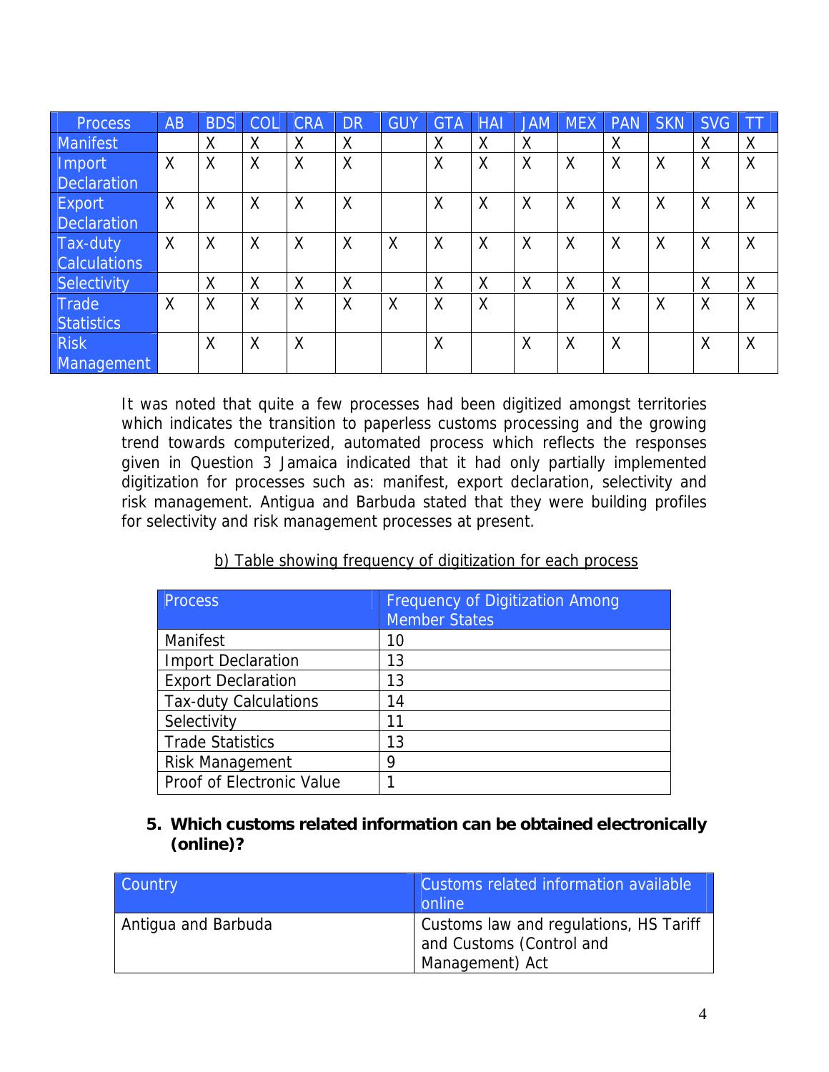| Process | AB | BDS | COL | CRA | DR | GUY | GTA | HAI | JAM | MEX | PAN | SKN | SVG | TT |
|---|---|---|---|---|---|---|---|---|---|---|---|---|---|---|
| Manifest | | X | X | X | X | | X | X | X | | X | | X | X |
| Import Declaration | X | X | X | X | X | | X | X | X | X | X | X | X | X |
| Export Declaration | X | X | X | X | X | | X | X | X | X | X | X | X | X |
| Tax-duty Calculations | X | X | X | X | X | X | X | X | X | X | X | X | X | X |
| Selectivity | | X | X | X | X | | X | X | X | X | X | | X | X |
| Trade Statistics | X | X | X | X | X | X | X | X | | X | X | X | X | X |
| Risk Management | | X | X | X | | | X | | X | X | X | | X | X |

It was noted that quite a few processes had been digitized amongst territories which indicates the transition to paperless customs processing and the growing trend towards computerized, automated process which reflects the responses given in Question 3 Jamaica indicated that it had only partially implemented digitization for processes such as: manifest, export declaration, selectivity and risk management. Antigua and Barbuda stated that they were building profiles for selectivity and risk management processes at present.

b) Table showing frequency of digitization for each process

| Process | Frequency of Digitization Among Member States |
|---|---|
| Manifest | 10 |
| Import Declaration | 13 |
| Export Declaration | 13 |
| Tax-duty Calculations | 14 |
| Selectivity | 11 |
| Trade Statistics | 13 |
| Risk Management | 9 |
| Proof of Electronic Value | 1 |

**5. Which customs related information can be obtained electronically (online)?**

| Country | Customs related information available online |
|---|---|
| Antigua and Barbuda | Customs law and regulations, HS Tariff and Customs (Control and Management) Act |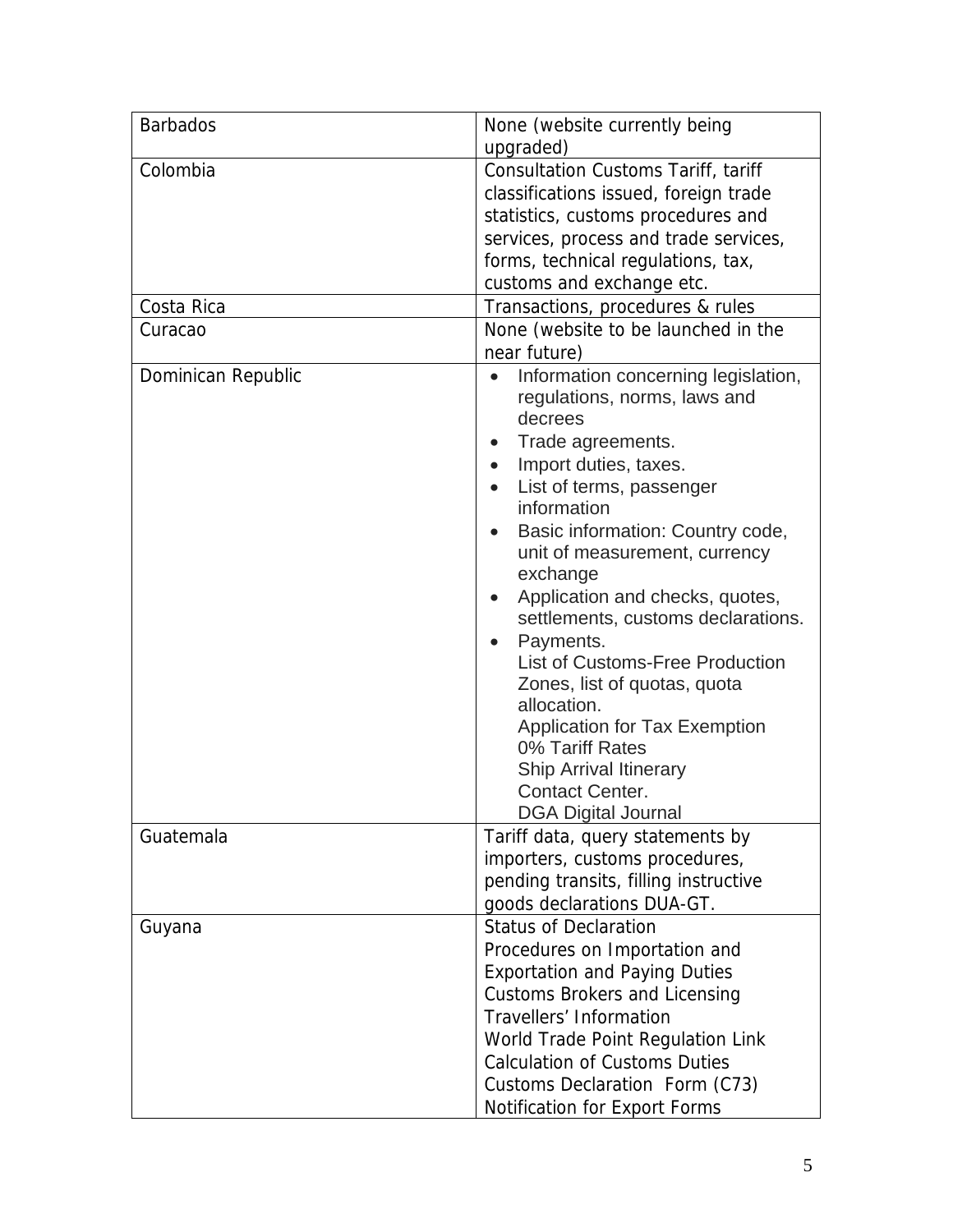| | |
|---|---|
| Barbados | None (website currently being upgraded) |
| Colombia | Consultation Customs Tariff, tariff classifications issued, foreign trade statistics, customs procedures and services, process and trade services, forms, technical regulations, tax, customs and exchange etc. |
| Costa Rica | Transactions, procedures & rules |
| Curacao | None (website to be launched in the near future) |
| Dominican Republic | • Information concerning legislation, regulations, norms, laws and decrees<br>• Trade agreements.<br>• Import duties, taxes.<br>• List of terms, passenger information<br>• Basic information: Country code, unit of measurement, currency exchange<br>• Application and checks, quotes, settlements, customs declarations.<br>• Payments.<br>List of Customs-Free Production Zones, list of quotas, quota allocation.<br>Application for Tax Exemption<br>0% Tariff Rates<br>Ship Arrival Itinerary<br>Contact Center.<br>DGA Digital Journal |
| Guatemala | Tariff data, query statements by importers, customs procedures, pending transits, filling instructive goods declarations DUA-GT. |
| Guyana | Status of Declaration<br>Procedures on Importation and Exportation and Paying Duties<br>Customs Brokers and Licensing<br>Travellers' Information<br>World Trade Point Regulation Link<br>Calculation of Customs Duties<br>Customs Declaration Form (C73)<br>Notification for Export Forms |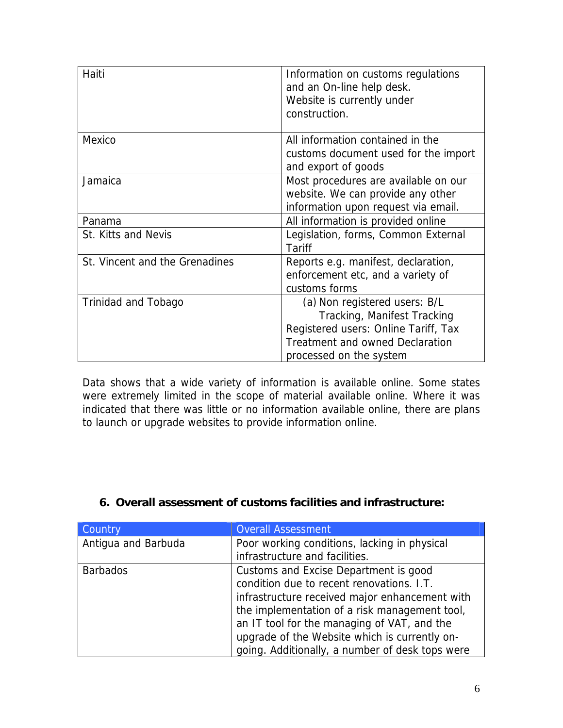| | |
|---|---|
| Haiti | Information on customs regulations and an On-line help desk. Website is currently under construction. |
| Mexico | All information contained in the customs document used for the import and export of goods |
| Jamaica | Most procedures are available on our website. We can provide any other information upon request via email. |
| Panama | All information is provided online |
| St. Kitts and Nevis | Legislation, forms, Common External Tariff |
| St. Vincent and the Grenadines | Reports e.g. manifest, declaration, enforcement etc, and a variety of customs forms |
| Trinidad and Tobago | (a) Non registered users: B/L Tracking, Manifest Tracking Registered users: Online Tariff, Tax Treatment and owned Declaration processed on the system |

Data shows that a wide variety of information is available online. Some states were extremely limited in the scope of material available online. Where it was indicated that there was little or no information available online, there are plans to launch or upgrade websites to provide information online.

## 6. Overall assessment of customs facilities and infrastructure:

| Country | Overall Assessment |
|---|---|
| Antigua and Barbuda | Poor working conditions, lacking in physical infrastructure and facilities. |
| Barbados | Customs and Excise Department is good condition due to recent renovations. I.T. infrastructure received major enhancement with the implementation of a risk management tool, an IT tool for the managing of VAT, and the upgrade of the Website which is currently on-going. Additionally, a number of desk tops were |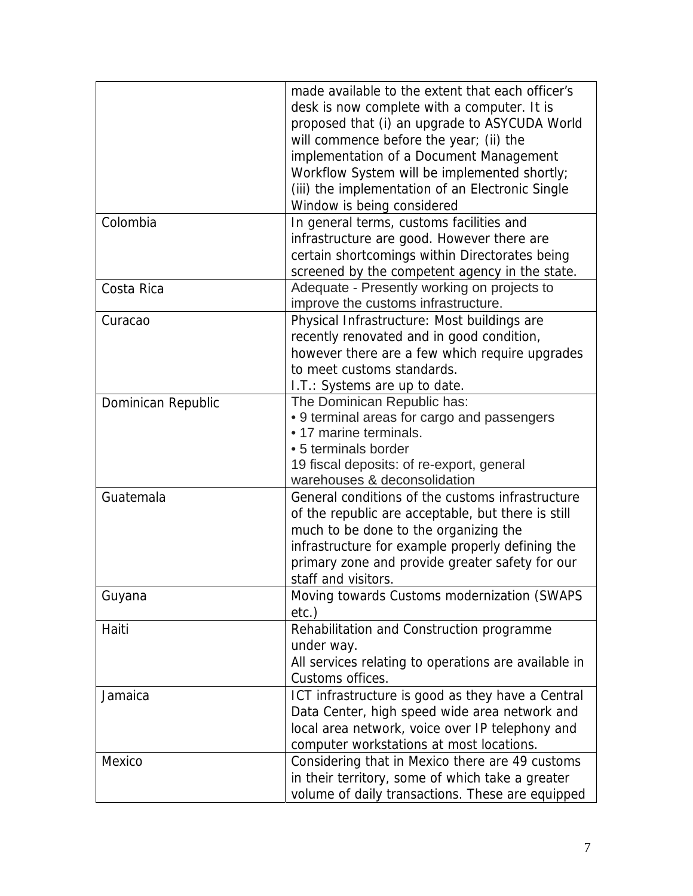| | |
|---|---|
| | made available to the extent that each officer's desk is now complete with a computer. It is proposed that (i) an upgrade to ASYCUDA World will commence before the year; (ii) the implementation of a Document Management Workflow System will be implemented shortly; (iii) the implementation of an Electronic Single Window is being considered |
| Colombia | In general terms, customs facilities and infrastructure are good. However there are certain shortcomings within Directorates being screened by the competent agency in the state. |
| Costa Rica | Adequate - Presently working on projects to improve the customs infrastructure. |
| Curacao | Physical Infrastructure: Most buildings are recently renovated and in good condition, however there are a few which require upgrades to meet customs standards.<br>I.T.: Systems are up to date. |
| Dominican Republic | The Dominican Republic has:<br>• 9 terminal areas for cargo and passengers<br>• 17 marine terminals.<br>• 5 terminals border<br>19 fiscal deposits: of re-export, general warehouses & deconsolidation |
| Guatemala | General conditions of the customs infrastructure of the republic are acceptable, but there is still much to be done to the organizing the infrastructure for example properly defining the primary zone and provide greater safety for our staff and visitors. |
| Guyana | Moving towards Customs modernization (SWAPS etc.) |
| Haiti | Rehabilitation and Construction programme under way.<br>All services relating to operations are available in Customs offices. |
| Jamaica | ICT infrastructure is good as they have a Central Data Center, high speed wide area network and local area network, voice over IP telephony and computer workstations at most locations. |
| Mexico | Considering that in Mexico there are 49 customs in their territory, some of which take a greater volume of daily transactions. These are equipped |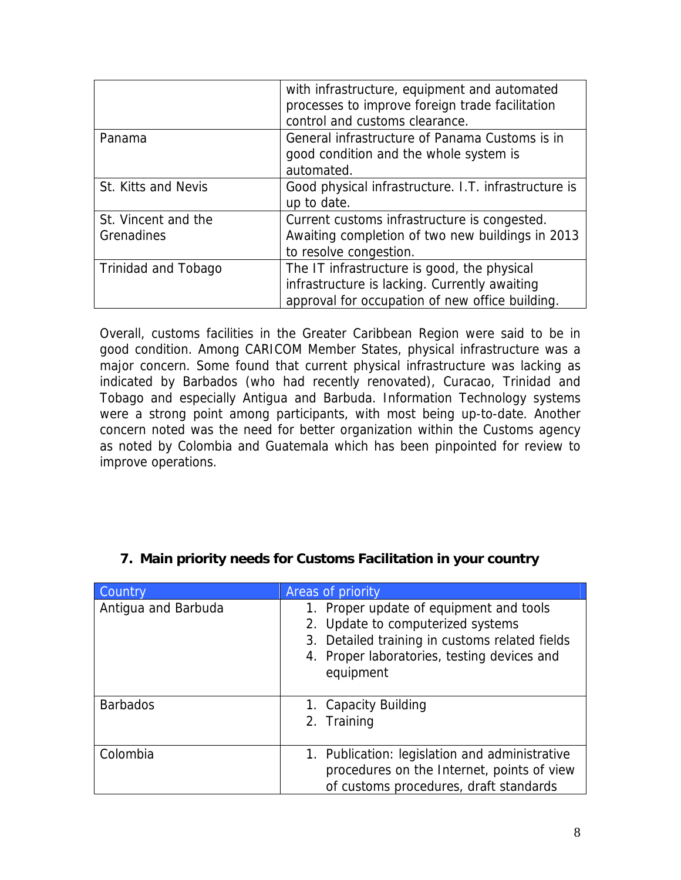|  | with infrastructure, equipment and automated processes to improve foreign trade facilitation control and customs clearance. |
|---|---|
| Panama | General infrastructure of Panama Customs is in good condition and the whole system is automated. |
| St. Kitts and Nevis | Good physical infrastructure. I.T. infrastructure is up to date. |
| St. Vincent and the Grenadines | Current customs infrastructure is congested. Awaiting completion of two new buildings in 2013 to resolve congestion. |
| Trinidad and Tobago | The IT infrastructure is good, the physical infrastructure is lacking. Currently awaiting approval for occupation of new office building. |

Overall, customs facilities in the Greater Caribbean Region were said to be in good condition. Among CARICOM Member States, physical infrastructure was a major concern. Some found that current physical infrastructure was lacking as indicated by Barbados (who had recently renovated), Curacao, Trinidad and Tobago and especially Antigua and Barbuda. Information Technology systems were a strong point among participants, with most being up-to-date. Another concern noted was the need for better organization within the Customs agency as noted by Colombia and Guatemala which has been pinpointed for review to improve operations.

## 7. Main priority needs for Customs Facilitation in your country

| Country | Areas of priority |
|---|---|
| Antigua and Barbuda | 1. Proper update of equipment and tools<br>2. Update to computerized systems<br>3. Detailed training in customs related fields<br>4. Proper laboratories, testing devices and equipment |
| Barbados | 1. Capacity Building<br>2. Training |
| Colombia | 1. Publication: legislation and administrative procedures on the Internet, points of view of customs procedures, draft standards |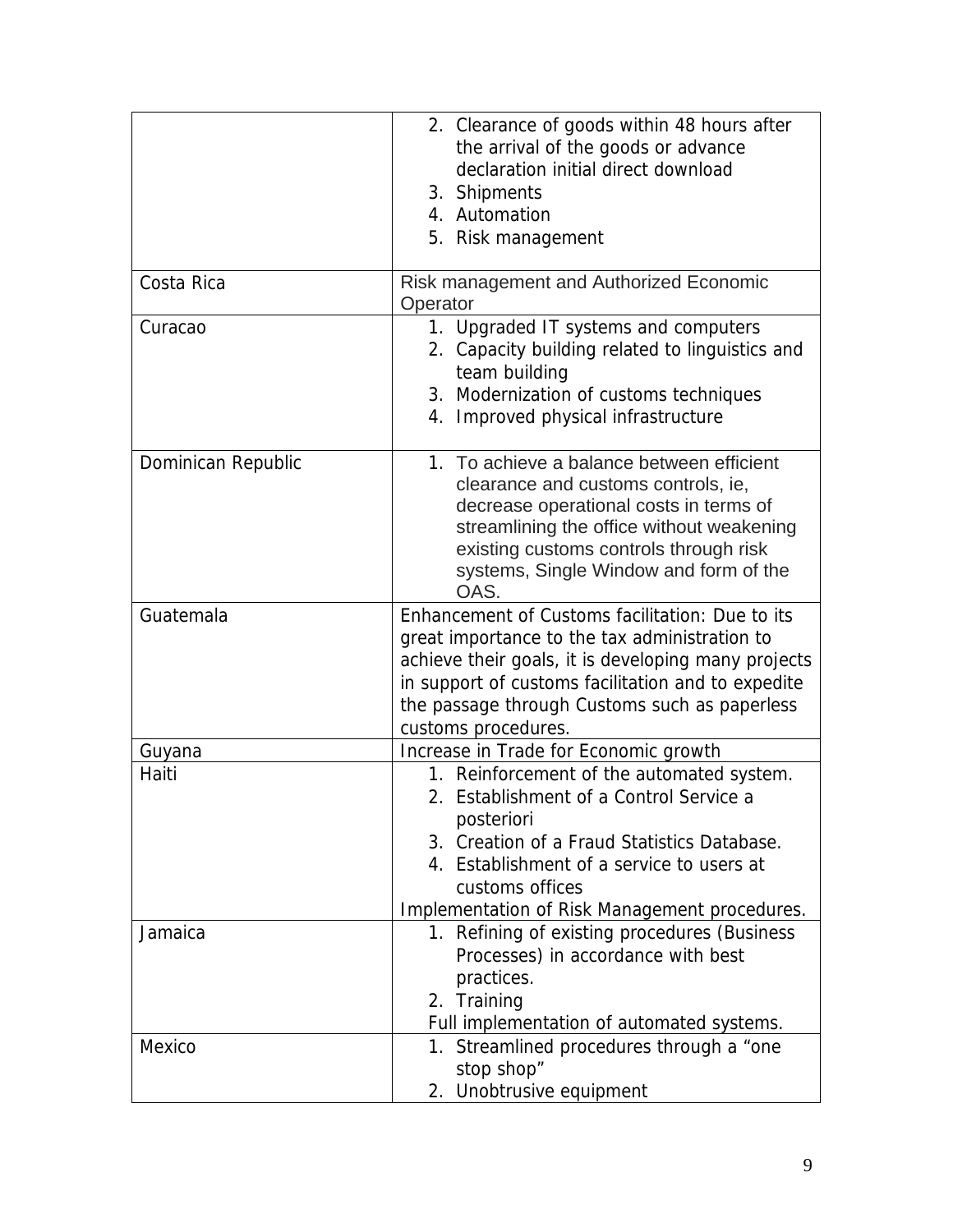| | |
|---|---|
| | 2. Clearance of goods within 48 hours after the arrival of the goods or advance declaration initial direct download<br>3. Shipments<br>4. Automation<br>5. Risk management |
| Costa Rica | Risk management and Authorized Economic Operator |
| Curacao | 1. Upgraded IT systems and computers<br>2. Capacity building related to linguistics and team building<br>3. Modernization of customs techniques<br>4. Improved physical infrastructure |
| Dominican Republic | 1. To achieve a balance between efficient clearance and customs controls, ie, decrease operational costs in terms of streamlining the office without weakening existing customs controls through risk systems, Single Window and form of the OAS. |
| Guatemala | Enhancement of Customs facilitation: Due to its great importance to the tax administration to achieve their goals, it is developing many projects in support of customs facilitation and to expedite the passage through Customs such as paperless customs procedures. |
| Guyana | Increase in Trade for Economic growth |
| Haiti | 1. Reinforcement of the automated system.<br>2. Establishment of a Control Service a posteriori<br>3. Creation of a Fraud Statistics Database.<br>4. Establishment of a service to users at customs offices<br>Implementation of Risk Management procedures. |
| Jamaica | 1. Refining of existing procedures (Business Processes) in accordance with best practices.<br>2. Training<br>Full implementation of automated systems. |
| Mexico | 1. Streamlined procedures through a "one stop shop"<br>2. Unobtrusive equipment |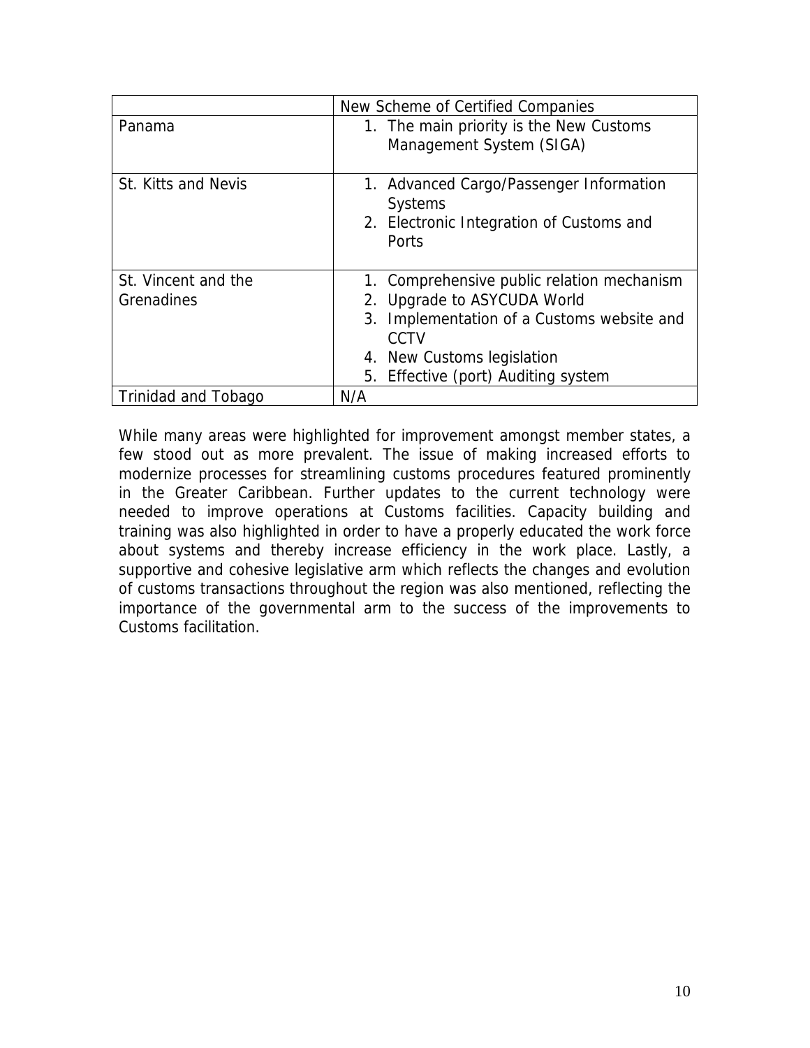| | |
|---|---|
| | New Scheme of Certified Companies |
| Panama | 1. The main priority is the New Customs Management System (SIGA) |
| St. Kitts and Nevis | 1. Advanced Cargo/Passenger Information Systems<br>2. Electronic Integration of Customs and Ports |
| St. Vincent and the Grenadines | 1. Comprehensive public relation mechanism<br>2. Upgrade to ASYCUDA World<br>3. Implementation of a Customs website and CCTV<br>4. New Customs legislation<br>5. Effective (port) Auditing system |
| Trinidad and Tobago | N/A |

While many areas were highlighted for improvement amongst member states, a few stood out as more prevalent. The issue of making increased efforts to modernize processes for streamlining customs procedures featured prominently in the Greater Caribbean. Further updates to the current technology were needed to improve operations at Customs facilities. Capacity building and training was also highlighted in order to have a properly educated the work force about systems and thereby increase efficiency in the work place. Lastly, a supportive and cohesive legislative arm which reflects the changes and evolution of customs transactions throughout the region was also mentioned, reflecting the importance of the governmental arm to the success of the improvements to Customs facilitation.